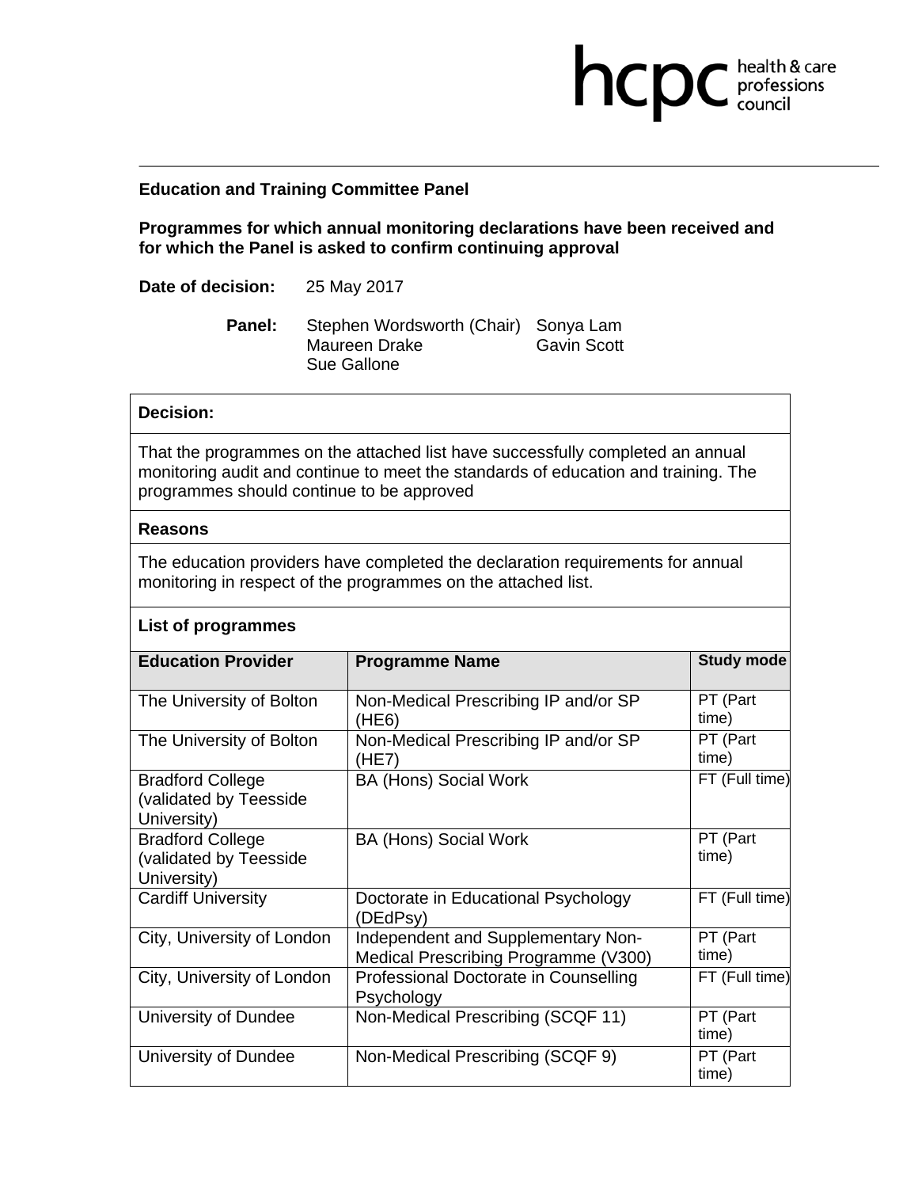**Education and Training Committee Panel**

**Programmes for which annual monitoring declarations have been received and for which the Panel is asked to confirm continuing approval**

**Date of decision:** 25 May 2017

**Panel:** Stephen Wordsworth (Chair), Sonya Lam, Maureen Drake, Gavin Scott, Sue Gallone

**Decision:**

That the programmes on the attached list have successfully completed an annual monitoring audit and continue to meet the standards of education and training. The programmes should continue to be approved

**Reasons**

The education providers have completed the declaration requirements for annual monitoring in respect of the programmes on the attached list.

**List of programmes**

| Education Provider | Programme Name | Study mode |
|---|---|---|
| The University of Bolton | Non-Medical Prescribing IP and/or SP (HE6) | PT (Part time) |
| The University of Bolton | Non-Medical Prescribing IP and/or SP (HE7) | PT (Part time) |
| Bradford College (validated by Teesside University) | BA (Hons) Social Work | FT (Full time) |
| Bradford College (validated by Teesside University) | BA (Hons) Social Work | PT (Part time) |
| Cardiff University | Doctorate in Educational Psychology (DEdPsy) | FT (Full time) |
| City, University of London | Independent and Supplementary Non-Medical Prescribing Programme (V300) | PT (Part time) |
| City, University of London | Professional Doctorate in Counselling Psychology | FT (Full time) |
| University of Dundee | Non-Medical Prescribing (SCQF 11) | PT (Part time) |
| University of Dundee | Non-Medical Prescribing (SCQF 9) | PT (Part time) |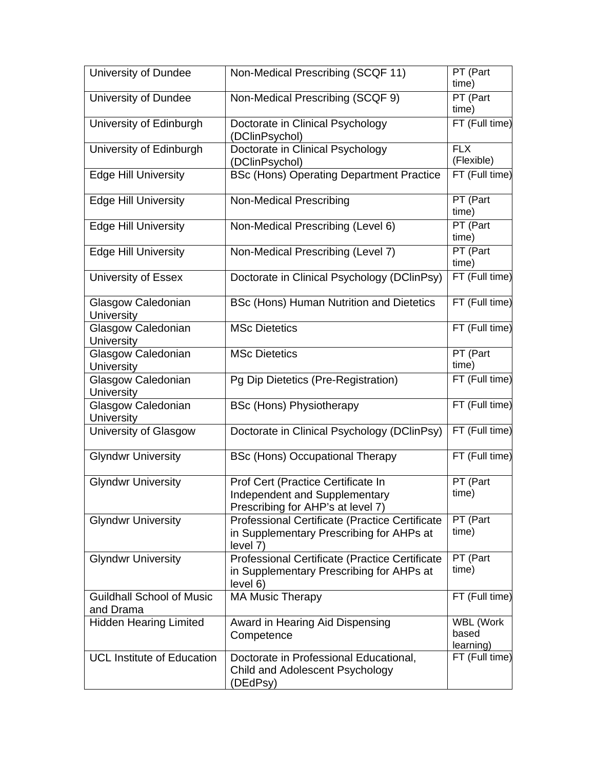| University of Dundee | Non-Medical Prescribing (SCQF 11) | PT (Part time) |
|---|---|---|
| University of Dundee | Non-Medical Prescribing (SCQF 9) | PT (Part time) |
| University of Edinburgh | Doctorate in Clinical Psychology (DClinPsychol) | FT (Full time) |
| University of Edinburgh | Doctorate in Clinical Psychology (DClinPsychol) | FLX (Flexible) |
| Edge Hill University | BSc (Hons) Operating Department Practice | FT (Full time) |
| Edge Hill University | Non-Medical Prescribing | PT (Part time) |
| Edge Hill University | Non-Medical Prescribing (Level 6) | PT (Part time) |
| Edge Hill University | Non-Medical Prescribing (Level 7) | PT (Part time) |
| University of Essex | Doctorate in Clinical Psychology (DClinPsy) | FT (Full time) |
| Glasgow Caledonian University | BSc (Hons) Human Nutrition and Dietetics | FT (Full time) |
| Glasgow Caledonian University | MSc Dietetics | FT (Full time) |
| Glasgow Caledonian University | MSc Dietetics | PT (Part time) |
| Glasgow Caledonian University | Pg Dip Dietetics (Pre-Registration) | FT (Full time) |
| Glasgow Caledonian University | BSc (Hons) Physiotherapy | FT (Full time) |
| University of Glasgow | Doctorate in Clinical Psychology (DClinPsy) | FT (Full time) |
| Glyndwr University | BSc (Hons) Occupational Therapy | FT (Full time) |
| Glyndwr University | Prof Cert (Practice Certificate In Independent and Supplementary Prescribing for AHP's at level 7) | PT (Part time) |
| Glyndwr University | Professional Certificate (Practice Certificate in Supplementary Prescribing for AHPs at level 7) | PT (Part time) |
| Glyndwr University | Professional Certificate (Practice Certificate in Supplementary Prescribing for AHPs at level 6) | PT (Part time) |
| Guildhall School of Music and Drama | MA Music Therapy | FT (Full time) |
| Hidden Hearing Limited | Award in Hearing Aid Dispensing Competence | WBL (Work based learning) |
| UCL Institute of Education | Doctorate in Professional Educational, Child and Adolescent Psychology (DEdPsy) | FT (Full time) |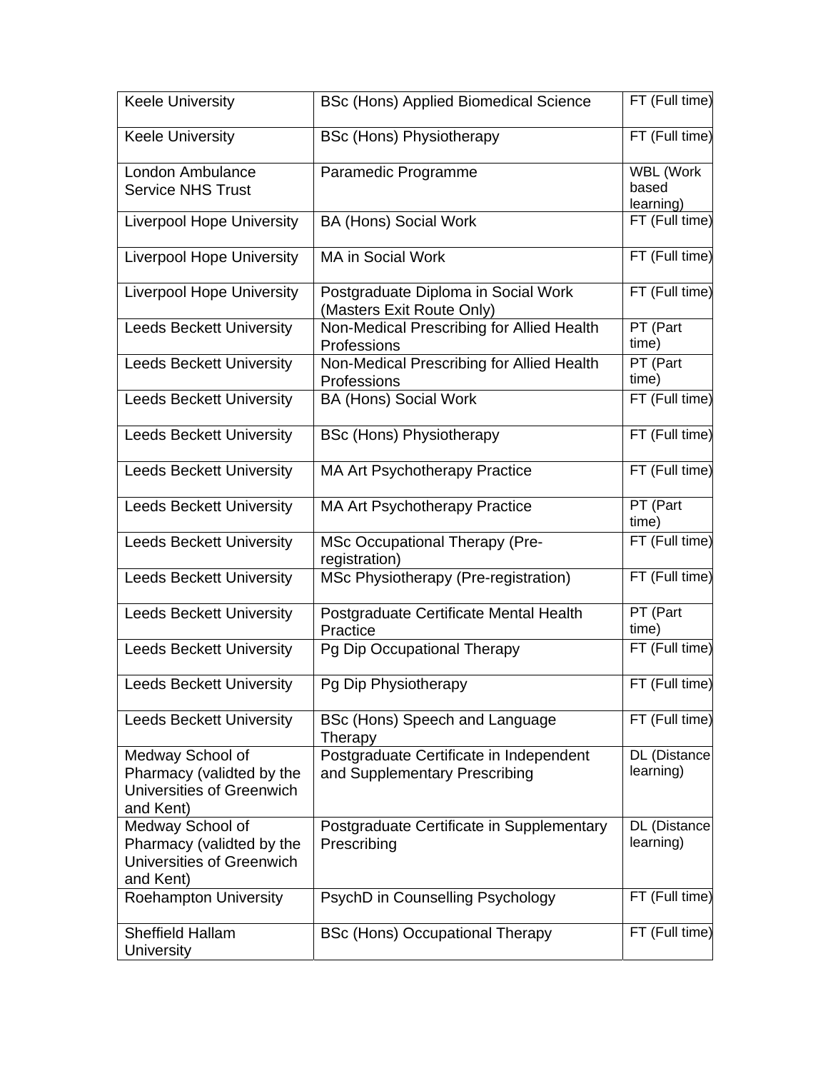| | | |
|---|---|---|
| Keele University | BSc (Hons) Applied Biomedical Science | FT (Full time) |
| Keele University | BSc (Hons) Physiotherapy | FT (Full time) |
| London Ambulance Service NHS Trust | Paramedic Programme | WBL (Work based learning) |
| Liverpool Hope University | BA (Hons) Social Work | FT (Full time) |
| Liverpool Hope University | MA in Social Work | FT (Full time) |
| Liverpool Hope University | Postgraduate Diploma in Social Work (Masters Exit Route Only) | FT (Full time) |
| Leeds Beckett University | Non-Medical Prescribing for Allied Health Professions | PT (Part time) |
| Leeds Beckett University | Non-Medical Prescribing for Allied Health Professions | PT (Part time) |
| Leeds Beckett University | BA (Hons) Social Work | FT (Full time) |
| Leeds Beckett University | BSc (Hons) Physiotherapy | FT (Full time) |
| Leeds Beckett University | MA Art Psychotherapy Practice | FT (Full time) |
| Leeds Beckett University | MA Art Psychotherapy Practice | PT (Part time) |
| Leeds Beckett University | MSc Occupational Therapy (Pre-registration) | FT (Full time) |
| Leeds Beckett University | MSc Physiotherapy (Pre-registration) | FT (Full time) |
| Leeds Beckett University | Postgraduate Certificate Mental Health Practice | PT (Part time) |
| Leeds Beckett University | Pg Dip Occupational Therapy | FT (Full time) |
| Leeds Beckett University | Pg Dip Physiotherapy | FT (Full time) |
| Leeds Beckett University | BSc (Hons) Speech and Language Therapy | FT (Full time) |
| Medway School of Pharmacy (validted by the Universities of Greenwich and Kent) | Postgraduate Certificate in Independent and Supplementary Prescribing | DL (Distance learning) |
| Medway School of Pharmacy (validted by the Universities of Greenwich and Kent) | Postgraduate Certificate in Supplementary Prescribing | DL (Distance learning) |
| Roehampton University | PsychD in Counselling Psychology | FT (Full time) |
| Sheffield Hallam University | BSc (Hons) Occupational Therapy | FT (Full time) |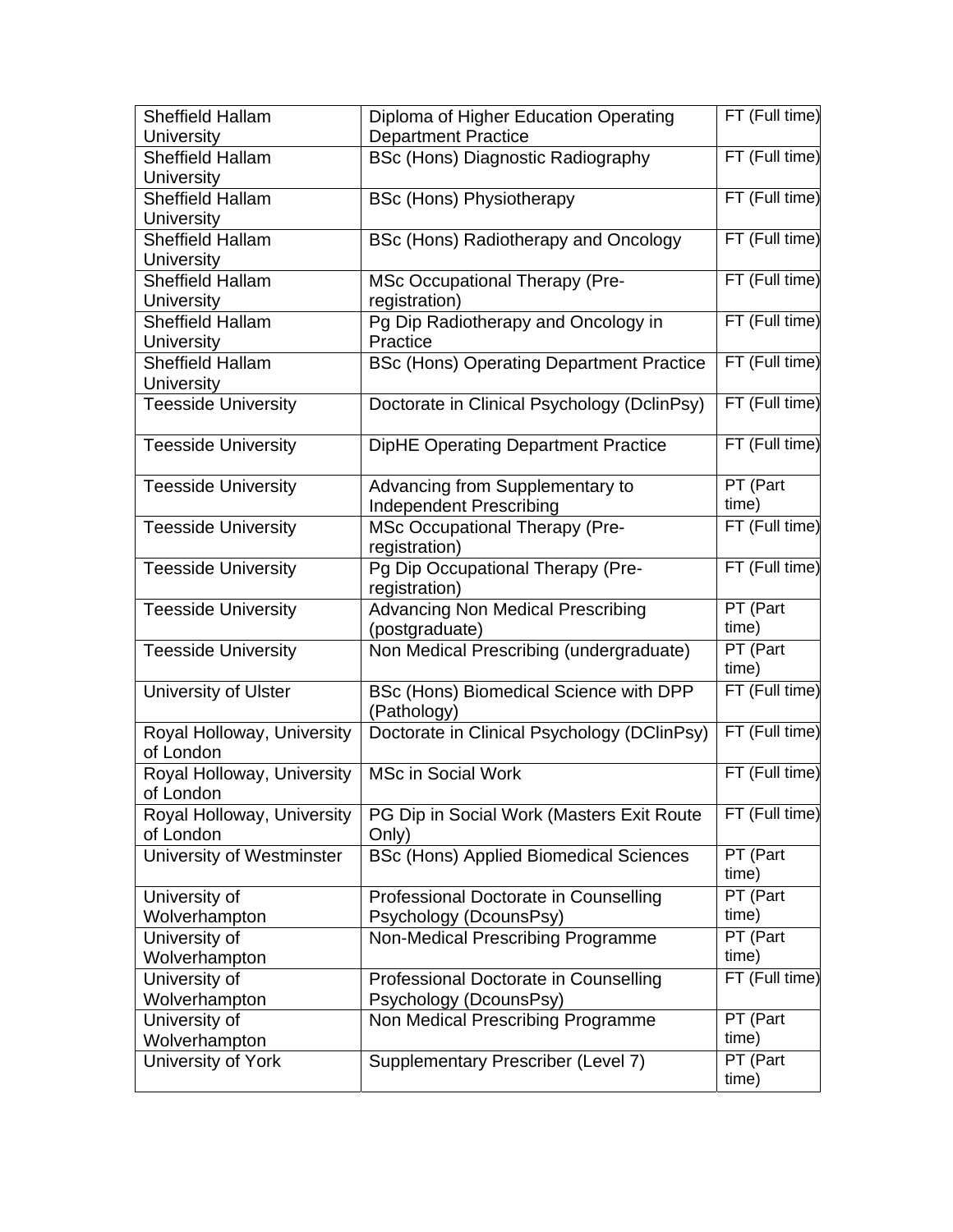| | | |
|---|---|---|
| Sheffield Hallam University | Diploma of Higher Education Operating Department Practice | FT (Full time) |
| Sheffield Hallam University | BSc (Hons) Diagnostic Radiography | FT (Full time) |
| Sheffield Hallam University | BSc (Hons) Physiotherapy | FT (Full time) |
| Sheffield Hallam University | BSc (Hons) Radiotherapy and Oncology | FT (Full time) |
| Sheffield Hallam University | MSc Occupational Therapy (Pre-registration) | FT (Full time) |
| Sheffield Hallam University | Pg Dip Radiotherapy and Oncology in Practice | FT (Full time) |
| Sheffield Hallam University | BSc (Hons) Operating Department Practice | FT (Full time) |
| Teesside University | Doctorate in Clinical Psychology (DclinPsy) | FT (Full time) |
| Teesside University | DipHE Operating Department Practice | FT (Full time) |
| Teesside University | Advancing from Supplementary to Independent Prescribing | PT (Part time) |
| Teesside University | MSc Occupational Therapy (Pre-registration) | FT (Full time) |
| Teesside University | Pg Dip Occupational Therapy (Pre-registration) | FT (Full time) |
| Teesside University | Advancing Non Medical Prescribing (postgraduate) | PT (Part time) |
| Teesside University | Non Medical Prescribing (undergraduate) | PT (Part time) |
| University of Ulster | BSc (Hons) Biomedical Science with DPP (Pathology) | FT (Full time) |
| Royal Holloway, University of London | Doctorate in Clinical Psychology (DClinPsy) | FT (Full time) |
| Royal Holloway, University of London | MSc in Social Work | FT (Full time) |
| Royal Holloway, University of London | PG Dip in Social Work (Masters Exit Route Only) | FT (Full time) |
| University of Westminster | BSc (Hons) Applied Biomedical Sciences | PT (Part time) |
| University of Wolverhampton | Professional Doctorate in Counselling Psychology (DcounsPsy) | PT (Part time) |
| University of Wolverhampton | Non-Medical Prescribing Programme | PT (Part time) |
| University of Wolverhampton | Professional Doctorate in Counselling Psychology (DcounsPsy) | FT (Full time) |
| University of Wolverhampton | Non Medical Prescribing Programme | PT (Part time) |
| University of York | Supplementary Prescriber (Level 7) | PT (Part time) |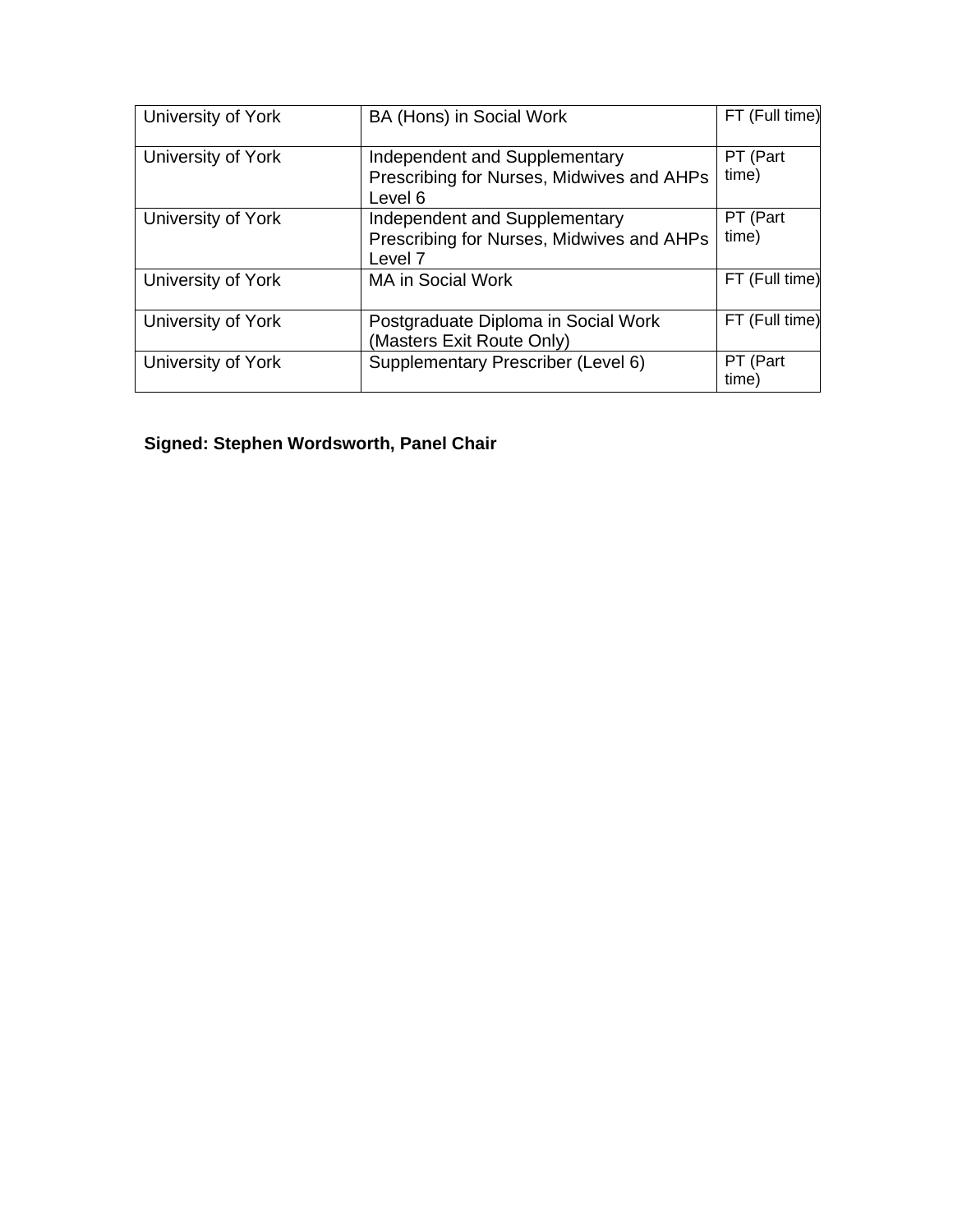| | | |
|---|---|---|
| University of York | BA (Hons) in Social Work | FT (Full time) |
| University of York | Independent and Supplementary Prescribing for Nurses, Midwives and AHPs Level 6 | PT (Part time) |
| University of York | Independent and Supplementary Prescribing for Nurses, Midwives and AHPs Level 7 | PT (Part time) |
| University of York | MA in Social Work | FT (Full time) |
| University of York | Postgraduate Diploma in Social Work (Masters Exit Route Only) | FT (Full time) |
| University of York | Supplementary Prescriber (Level 6) | PT (Part time) |

**Signed: Stephen Wordsworth, Panel Chair**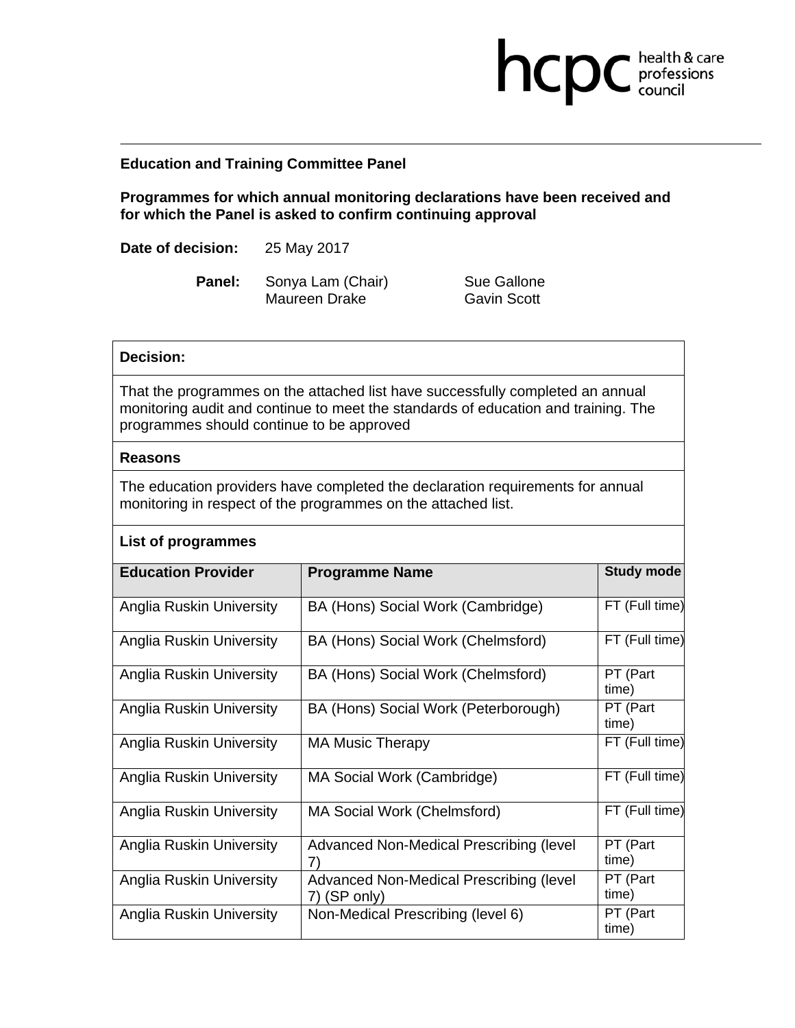**Education and Training Committee Panel**

**Programmes for which annual monitoring declarations have been received and for which the Panel is asked to confirm continuing approval**

**Date of decision:** 25 May 2017

**Panel:** Sonya Lam (Chair), Sue Gallone, Maureen Drake, Gavin Scott

**Decision:**

That the programmes on the attached list have successfully completed an annual monitoring audit and continue to meet the standards of education and training. The programmes should continue to be approved

**Reasons**

The education providers have completed the declaration requirements for annual monitoring in respect of the programmes on the attached list.

**List of programmes**

| Education Provider | Programme Name | Study mode |
|---|---|---|
| Anglia Ruskin University | BA (Hons) Social Work (Cambridge) | FT (Full time) |
| Anglia Ruskin University | BA (Hons) Social Work (Chelmsford) | FT (Full time) |
| Anglia Ruskin University | BA (Hons) Social Work (Chelmsford) | PT (Part time) |
| Anglia Ruskin University | BA (Hons) Social Work (Peterborough) | PT (Part time) |
| Anglia Ruskin University | MA Music Therapy | FT (Full time) |
| Anglia Ruskin University | MA Social Work (Cambridge) | FT (Full time) |
| Anglia Ruskin University | MA Social Work (Chelmsford) | FT (Full time) |
| Anglia Ruskin University | Advanced Non-Medical Prescribing (level 7) | PT (Part time) |
| Anglia Ruskin University | Advanced Non-Medical Prescribing (level 7) (SP only) | PT (Part time) |
| Anglia Ruskin University | Non-Medical Prescribing (level 6) | PT (Part time) |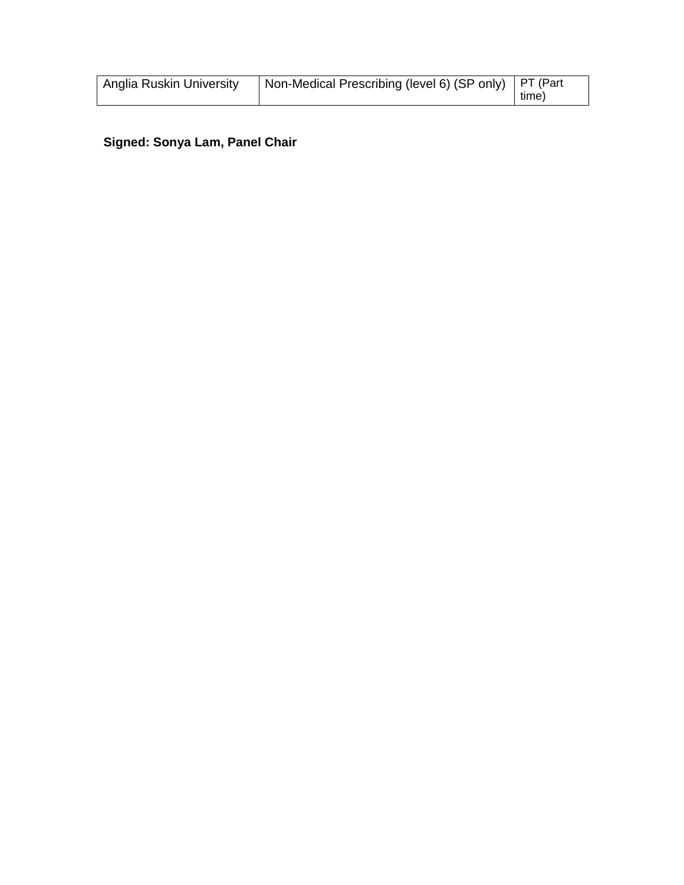| | | |
|---|---|---|
| Anglia Ruskin University | Non-Medical Prescribing (level 6) (SP only) | PT (Part time) |

**Signed: Sonya Lam, Panel Chair**